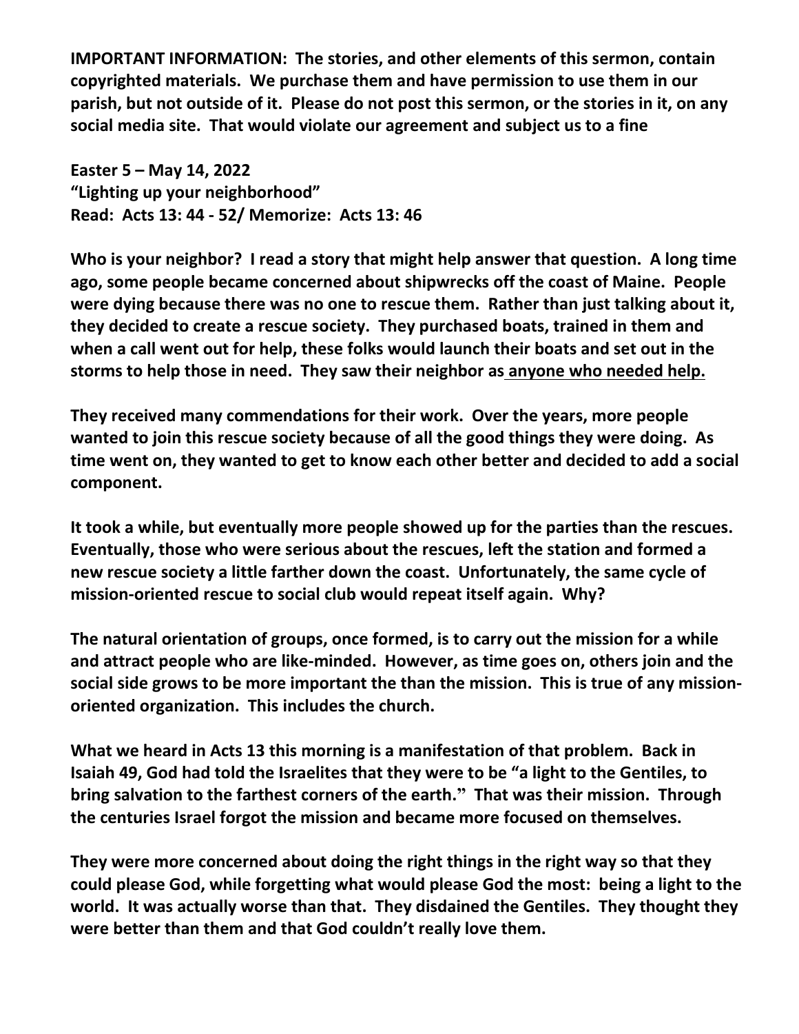**IMPORTANT INFORMATION: The stories, and other elements of this sermon, contain copyrighted materials. We purchase them and have permission to use them in our parish, but not outside of it. Please do not post this sermon, or the stories in it, on any social media site. That would violate our agreement and subject us to a fine**

**Easter 5 – May 14, 2022**
**"Lighting up your neighborhood"**
**Read: Acts 13: 44 - 52/ Memorize: Acts 13: 46**

**Who is your neighbor? I read a story that might help answer that question. A long time ago, some people became concerned about shipwrecks off the coast of Maine. People were dying because there was no one to rescue them. Rather than just talking about it, they decided to create a rescue society. They purchased boats, trained in them and when a call went out for help, these folks would launch their boats and set out in the storms to help those in need. They saw their neighbor as <u>anyone who needed help.</u>**

**They received many commendations for their work. Over the years, more people wanted to join this rescue society because of all the good things they were doing. As time went on, they wanted to get to know each other better and decided to add a social component.**

**It took a while, but eventually more people showed up for the parties than the rescues. Eventually, those who were serious about the rescues, left the station and formed a new rescue society a little farther down the coast. Unfortunately, the same cycle of mission-oriented rescue to social club would repeat itself again. Why?**

**The natural orientation of groups, once formed, is to carry out the mission for a while and attract people who are like-minded. However, as time goes on, others join and the social side grows to be more important the than the mission. This is true of any mission-oriented organization. This includes the church.**

**What we heard in Acts 13 this morning is a manifestation of that problem. Back in Isaiah 49, God had told the Israelites that they were to be "a light to the Gentiles, to bring salvation to the farthest corners of the earth." That was their mission. Through the centuries Israel forgot the mission and became more focused on themselves.**

**They were more concerned about doing the right things in the right way so that they could please God, while forgetting what would please God the most: being a light to the world. It was actually worse than that. They disdained the Gentiles. They thought they were better than them and that God couldn't really love them.**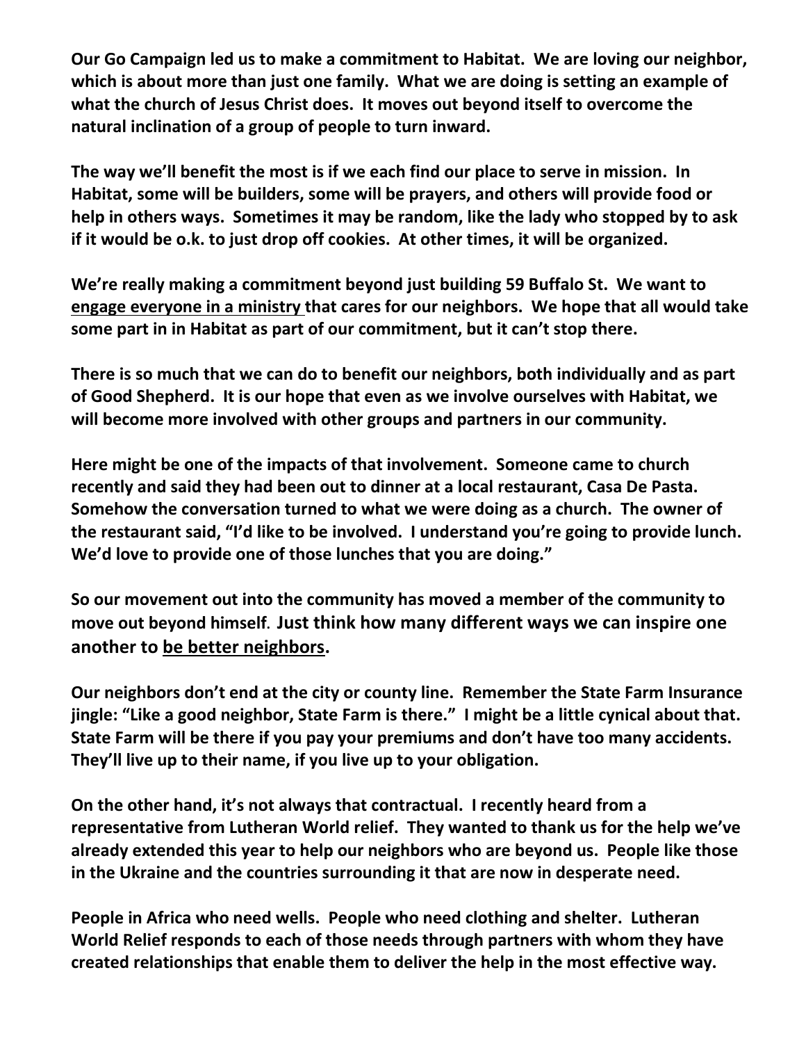**Our Go Campaign led us to make a commitment to Habitat. We are loving our neighbor, which is about more than just one family. What we are doing is setting an example of what the church of Jesus Christ does. It moves out beyond itself to overcome the natural inclination of a group of people to turn inward.**

**The way we'll benefit the most is if we each find our place to serve in mission. In Habitat, some will be builders, some will be prayers, and others will provide food or help in others ways. Sometimes it may be random, like the lady who stopped by to ask if it would be o.k. to just drop off cookies. At other times, it will be organized.**

**We're really making a commitment beyond just building 59 Buffalo St. We want to <u>engage everyone in a ministry</u> that cares for our neighbors. We hope that all would take some part in in Habitat as part of our commitment, but it can't stop there.**

**There is so much that we can do to benefit our neighbors, both individually and as part of Good Shepherd. It is our hope that even as we involve ourselves with Habitat, we will become more involved with other groups and partners in our community.**

**Here might be one of the impacts of that involvement. Someone came to church recently and said they had been out to dinner at a local restaurant, Casa De Pasta. Somehow the conversation turned to what we were doing as a church. The owner of the restaurant said, "I'd like to be involved. I understand you're going to provide lunch. We'd love to provide one of those lunches that you are doing."**

**So our movement out into the community has moved a member of the community to move out beyond himself. Just think how many different ways we can inspire one another to <u>be better neighbors</u>.**

**Our neighbors don't end at the city or county line. Remember the State Farm Insurance jingle: "Like a good neighbor, State Farm is there." I might be a little cynical about that. State Farm will be there if you pay your premiums and don't have too many accidents. They'll live up to their name, if you live up to your obligation.**

**On the other hand, it's not always that contractual. I recently heard from a representative from Lutheran World relief. They wanted to thank us for the help we've already extended this year to help our neighbors who are beyond us. People like those in the Ukraine and the countries surrounding it that are now in desperate need.**

**People in Africa who need wells. People who need clothing and shelter. Lutheran World Relief responds to each of those needs through partners with whom they have created relationships that enable them to deliver the help in the most effective way.**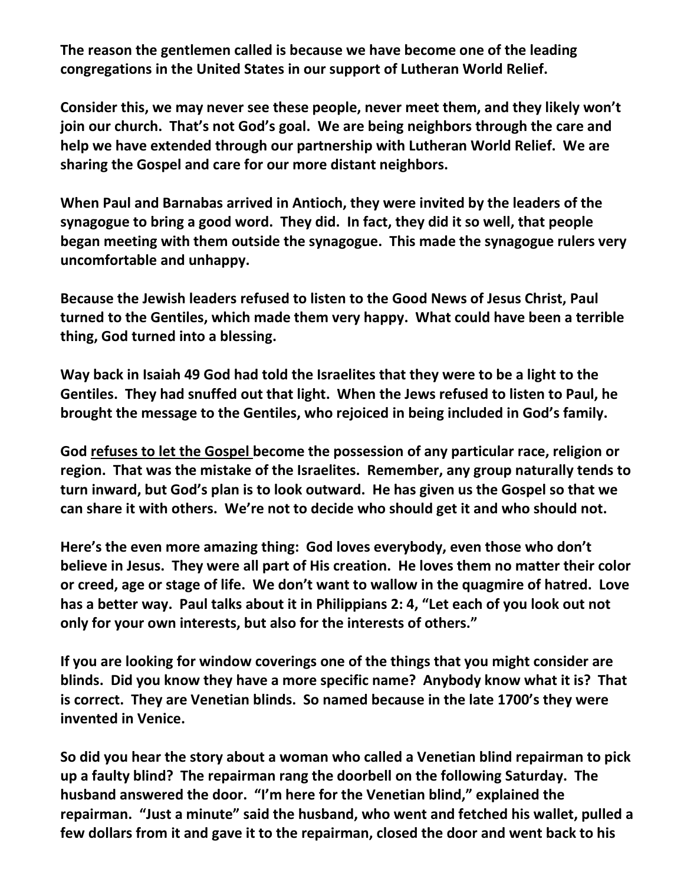**The reason the gentlemen called is because we have become one of the leading congregations in the United States in our support of Lutheran World Relief.**

**Consider this, we may never see these people, never meet them, and they likely won't join our church. That's not God's goal. We are being neighbors through the care and help we have extended through our partnership with Lutheran World Relief. We are sharing the Gospel and care for our more distant neighbors.**

**When Paul and Barnabas arrived in Antioch, they were invited by the leaders of the synagogue to bring a good word. They did. In fact, they did it so well, that people began meeting with them outside the synagogue. This made the synagogue rulers very uncomfortable and unhappy.**

**Because the Jewish leaders refused to listen to the Good News of Jesus Christ, Paul turned to the Gentiles, which made them very happy. What could have been a terrible thing, God turned into a blessing.**

**Way back in Isaiah 49 God had told the Israelites that they were to be a light to the Gentiles. They had snuffed out that light. When the Jews refused to listen to Paul, he brought the message to the Gentiles, who rejoiced in being included in God's family.**

**God <u>refuses to let the Gospel</u> become the possession of any particular race, religion or region. That was the mistake of the Israelites. Remember, any group naturally tends to turn inward, but God's plan is to look outward. He has given us the Gospel so that we can share it with others. We're not to decide who should get it and who should not.**

**Here's the even more amazing thing: God loves everybody, even those who don't believe in Jesus. They were all part of His creation. He loves them no matter their color or creed, age or stage of life. We don't want to wallow in the quagmire of hatred. Love has a better way. Paul talks about it in Philippians 2: 4, "Let each of you look out not only for your own interests, but also for the interests of others."**

**If you are looking for window coverings one of the things that you might consider are blinds. Did you know they have a more specific name? Anybody know what it is? That is correct. They are Venetian blinds. So named because in the late 1700's they were invented in Venice.**

**So did you hear the story about a woman who called a Venetian blind repairman to pick up a faulty blind? The repairman rang the doorbell on the following Saturday. The husband answered the door. "I'm here for the Venetian blind," explained the repairman. "Just a minute" said the husband, who went and fetched his wallet, pulled a few dollars from it and gave it to the repairman, closed the door and went back to his**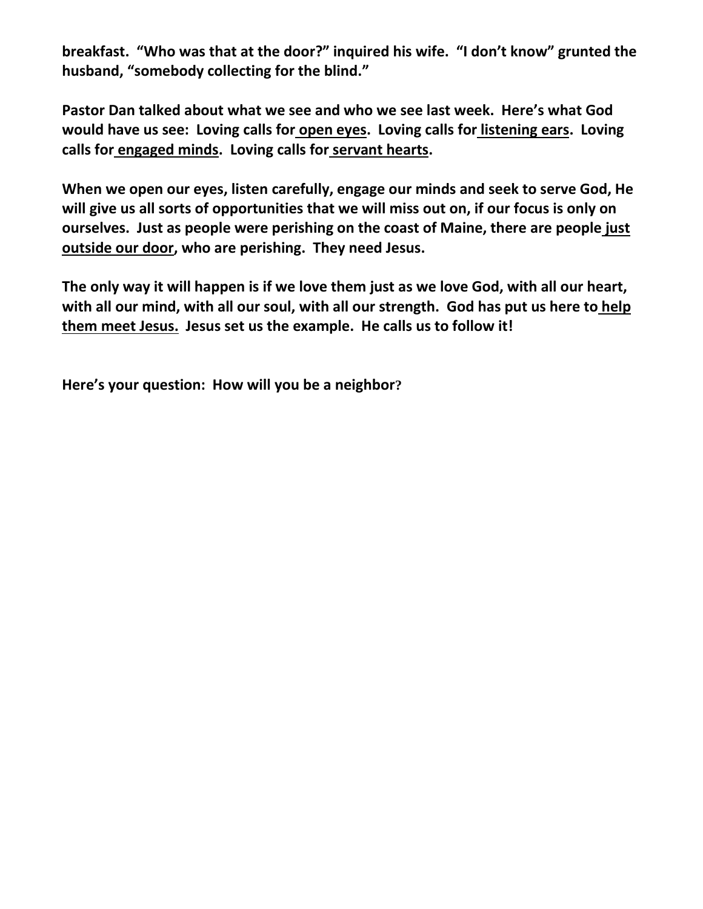**breakfast. "Who was that at the door?" inquired his wife. "I don't know" grunted the husband, "somebody collecting for the blind."**

**Pastor Dan talked about what we see and who we see last week. Here's what God would have us see: Loving calls for <u>open eyes</u>. Loving calls for <u>listening ears</u>. Loving calls for <u>engaged minds</u>. Loving calls for <u>servant hearts</u>.**

**When we open our eyes, listen carefully, engage our minds and seek to serve God, He will give us all sorts of opportunities that we will miss out on, if our focus is only on ourselves. Just as people were perishing on the coast of Maine, there are people <u>just outside our door</u>, who are perishing. They need Jesus.**

**The only way it will happen is if we love them just as we love God, with all our heart, with all our mind, with all our soul, with all our strength. God has put us here to <u>help them meet Jesus.</u> Jesus set us the example. He calls us to follow it!**

**Here's your question: How will you be a neighbor?**